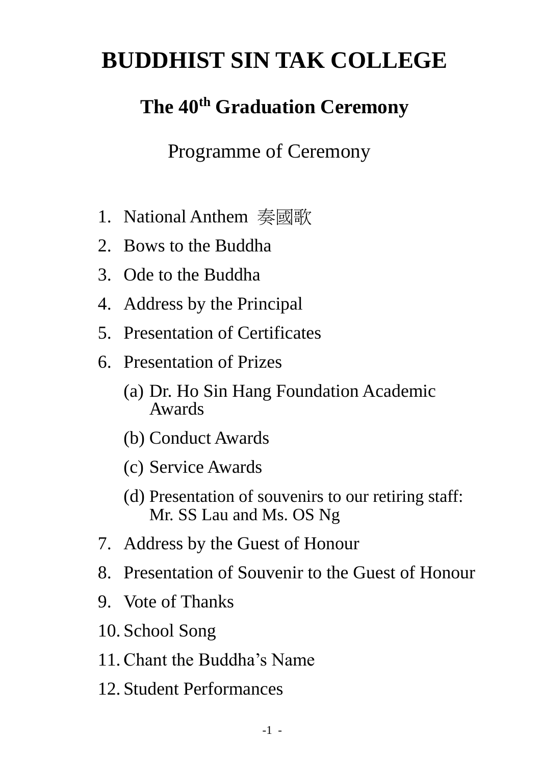# BUDDHIST SIN TAK COLLEGE

## The 40th Graduation Ceremony

Programme of Ceremony

1. National Anthem 奏國歌
2. Bows to the Buddha
3. Ode to the Buddha
4. Address by the Principal
5. Presentation of Certificates
6. Presentation of Prizes
   - (a) Dr. Ho Sin Hang Foundation Academic Awards
   - (b) Conduct Awards
   - (c) Service Awards
   - (d) Presentation of souvenirs to our retiring staff: Mr. SS Lau and Ms. OS Ng
7. Address by the Guest of Honour
8. Presentation of Souvenir to the Guest of Honour
9. Vote of Thanks
10. School Song
11. Chant the Buddha's Name
12. Student Performances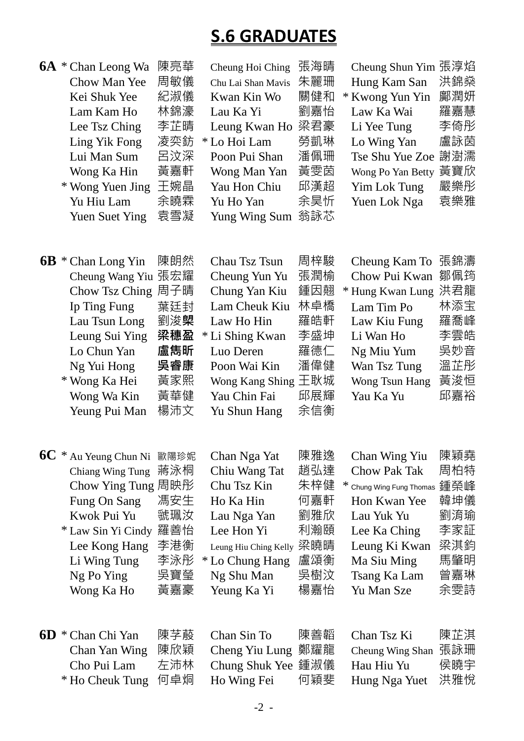# S.6 GRADUATES

**6A**

| English Name | Chinese Name | English Name | Chinese Name | English Name | Chinese Name |
|---|---|---|---|---|---|
| * Chan Leong Wa | 陳亮華 | Cheung Hoi Ching | 張海晴 | Cheung Shun Yim | 張淳焰 |
| Chow Man Yee | 周敏儀 | Chu Lai Shan Mavis | 朱麗珊 | Hung Kam San | 洪錦燊 |
| Kei Shuk Yee | 紀淑儀 | Kwan Kin Wo | 關健和 | * Kwong Yun Yin | 鄺潤妍 |
| Lam Kam Ho | 林錦濠 | Lau Ka Yi | 劉嘉怡 | Law Ka Wai | 羅嘉慧 |
| Lee Tsz Ching | 李芷晴 | Leung Kwan Ho | 梁君豪 | Li Yee Tung | 李倚彤 |
| Ling Yik Fong | 凌奕鈁 | * Lo Hoi Lam | 勞凱琳 | Lo Wing Yan | 盧詠茵 |
| Lui Man Sum | 呂汶深 | Poon Pui Shan | 潘佩珊 | Tse Shu Yue Zoe | 謝澍濡 |
| Wong Ka Hin | 黃嘉軒 | Wong Man Yan | 黃雯茵 | Wong Po Yan Betty | 黃寶欣 |
| * Wong Yuen Jing | 王婉晶 | Yau Hon Chiu | 邱漢超 | Yim Lok Tung | 嚴樂彤 |
| Yu Hiu Lam | 余曉霖 | Yu Ho Yan | 余昊忻 | Yuen Lok Nga | 袁樂雅 |
| Yuen Suet Ying | 袁雪凝 | Yung Wing Sum | 翁詠芯 | | |

**6B**

| English Name | Chinese Name | English Name | Chinese Name | English Name | Chinese Name |
|---|---|---|---|---|---|
| * Chan Long Yin | 陳朗然 | Chau Tsz Tsun | 周梓駿 | Cheung Kam To | 張錦濤 |
| Cheung Wang Yiu | 張宏耀 | Cheung Yun Yu | 張潤榆 | Chow Pui Kwan | 鄒佩筠 |
| Chow Tsz Ching | 周子晴 | Chung Yan Kiu | 鍾因翹 | * Hung Kwan Lung | 洪君龍 |
| Ip Ting Fung | 葉廷封 | Lam Cheuk Kiu | 林卓橋 | Lam Tim Po | 林添宝 |
| Lau Tsun Long | 劉浚桹 | Law Ho Hin | 羅皓軒 | Law Kiu Fung | 羅喬峰 |
| Leung Sui Ying | 梁穗盈 | * Li Shing Kwan | 李盛坤 | Li Wan Ho | 李雲皓 |
| Lo Chun Yan | 盧雋昕 | Luo Deren | 羅德仁 | Ng Miu Yum | 吳妙音 |
| Ng Yui Hong | 吳睿康 | Poon Wai Kin | 潘偉健 | Wan Tsz Tung | 溫芷彤 |
| * Wong Ka Hei | 黃家熙 | Wong Kang Shing | 王耿城 | Wong Tsun Hang | 黃浚恒 |
| Wong Wa Kin | 黃華健 | Yau Chin Fai | 邱展輝 | Yau Ka Yu | 邱嘉裕 |
| Yeung Pui Man | 楊沛文 | Yu Shun Hang | 余信衡 | | |

**6C**

| English Name | Chinese Name | English Name | Chinese Name | English Name | Chinese Name |
|---|---|---|---|---|---|
| * Au Yeung Chun Ni | 歐陽珍妮 | Chan Nga Yat | 陳雅逸 | Chan Wing Yiu | 陳穎堯 |
| Chiang Wing Tung | 蔣泳桐 | Chiu Wang Tat | 趙弘達 | Chow Pak Tak | 周柏特 |
| Chow Ying Tung | 周映彤 | Chu Tsz Kin | 朱梓健 | * Chung Wing Fung Thomas | 鍾榮峰 |
| Fung On Sang | 馮安生 | Ho Ka Hin | 何嘉軒 | Hon Kwan Yee | 韓坤儀 |
| Kwok Pui Yu | 虢珮汝 | Lau Nga Yan | 劉雅欣 | Lau Yuk Yu | 劉淯瑜 |
| * Law Sin Yi Cindy | 羅善怡 | Lee Hon Yi | 利瀚頤 | Lee Ka Ching | 李家証 |
| Lee Kong Hang | 李港衡 | Leung Hiu Ching Kelly | 梁曉晴 | Leung Ki Kwan | 梁淇鈞 |
| Li Wing Tung | 李泳彤 | * Lo Chung Hang | 盧頌衡 | Ma Siu Ming | 馬肇明 |
| Ng Po Ying | 吳寶瑩 | Ng Shu Man | 吳樹汶 | Tsang Ka Lam | 曾嘉琳 |
| Wong Ka Ho | 黃嘉豪 | Yeung Ka Yi | 楊嘉怡 | Yu Man Sze | 余雯詩 |

**6D**

| English Name | Chinese Name | English Name | Chinese Name | English Name | Chinese Name |
|---|---|---|---|---|---|
| * Chan Chi Yan | 陳芓葴 | Chan Sin To | 陳善韜 | Chan Tsz Ki | 陳芷淇 |
| Chan Yan Wing | 陳欣穎 | Cheng Yiu Lung | 鄭耀龍 | Cheung Wing Shan | 張詠珊 |
| Cho Pui Lam | 左沛林 | Chung Shuk Yee | 鍾淑儀 | Hau Hiu Yu | 侯曉宇 |
| * Ho Cheuk Tung | 何卓炯 | Ho Wing Fei | 何穎斐 | Hung Nga Yuet | 洪雅悅 |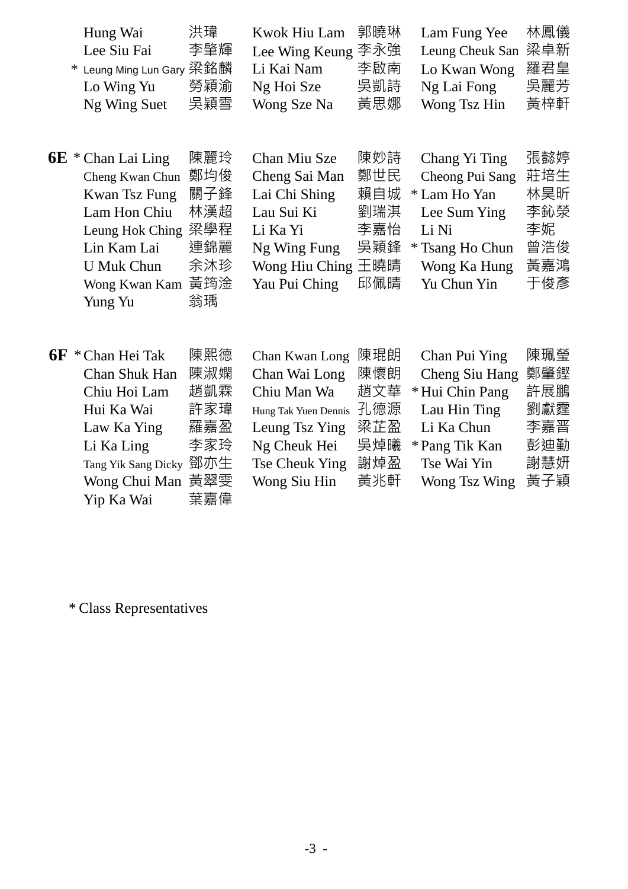| | | | | | |
|---|---|---|---|---|---|
| Hung Wai | 洪瑋 | Kwok Hiu Lam | 郭曉琳 | Lam Fung Yee | 林鳳儀 |
| Lee Siu Fai | 李肇輝 | Lee Wing Keung | 李永強 | Leung Cheuk San | 梁卓新 |
| * Leung Ming Lun Gary | 梁銘麟 | Li Kai Nam | 李啟南 | Lo Kwan Wong | 羅君皇 |
| Lo Wing Yu | 勞穎瑜 | Ng Hoi Sze | 吳凱詩 | Ng Lai Fong | 吳麗芳 |
| Ng Wing Suet | 吳穎雪 | Wong Sze Na | 黃思娜 | Wong Tsz Hin | 黃梓軒 |

**6E**

| | | | | | |
|---|---|---|---|---|---|
| * Chan Lai Ling | 陳麗玲 | Chan Miu Sze | 陳妙詩 | Chang Yi Ting | 張懿婷 |
| Cheng Kwan Chun | 鄭均俊 | Cheng Sai Man | 鄭世民 | Cheong Pui Sang | 莊培生 |
| Kwan Tsz Fung | 關子鋒 | Lai Chi Shing | 賴自城 | * Lam Ho Yan | 林昊昕 |
| Lam Hon Chiu | 林漢超 | Lau Sui Ki | 劉瑞淇 | Lee Sum Ying | 李鈊熒 |
| Leung Hok Ching | 梁學程 | Li Ka Yi | 李嘉怡 | Li Ni | 李妮 |
| Lin Kam Lai | 連錦麗 | Ng Wing Fung | 吳穎鋒 | * Tsang Ho Chun | 曾浩俊 |
| U Muk Chun | 余沐珍 | Wong Hiu Ching | 王曉晴 | Wong Ka Hung | 黃嘉鴻 |
| Wong Kwan Kam | 黃筠淦 | Yau Pui Ching | 邱佩晴 | Yu Chun Yin | 于俊彥 |
| Yung Yu | 翁瑀 | | | | |

**6F**

| | | | | | |
|---|---|---|---|---|---|
| * Chan Hei Tak | 陳熙德 | Chan Kwan Long | 陳琨朗 | Chan Pui Ying | 陳珮瑩 |
| Chan Shuk Han | 陳淑嫻 | Chan Wai Long | 陳懷朗 | Cheng Siu Hang | 鄭肇鏗 |
| Chiu Hoi Lam | 趙凱霖 | Chiu Man Wa | 趙文華 | * Hui Chin Pang | 許展鵬 |
| Hui Ka Wai | 許家瑋 | Hung Tak Yuen Dennis | 孔德源 | Lau Hin Ting | 劉獻霆 |
| Law Ka Ying | 羅嘉盈 | Leung Tsz Ying | 梁芷盈 | Li Ka Chun | 李嘉晋 |
| Li Ka Ling | 李家玲 | Ng Cheuk Hei | 吳焯曦 | * Pang Tik Kan | 彭迪勤 |
| Tang Yik Sang Dicky | 鄧亦生 | Tse Cheuk Ying | 謝焯盈 | Tse Wai Yin | 謝慧妍 |
| Wong Chui Man | 黃翠雯 | Wong Siu Hin | 黃兆軒 | Wong Tsz Wing | 黃子穎 |
| Yip Ka Wai | 葉嘉偉 | | | | |

* Class Representatives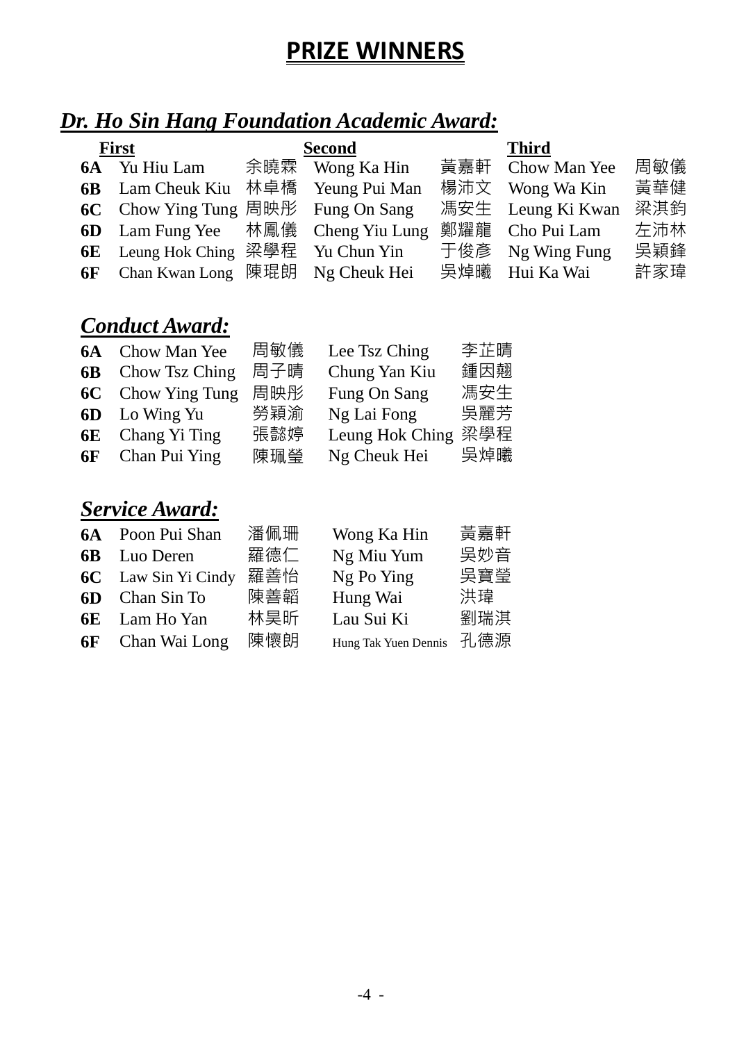# PRIZE WINNERS

## *Dr. Ho Sin Hang Foundation Academic Award:*

| | First | | Second | | Third | |
|---|---|---|---|---|---|---|
| **6A** | Yu Hiu Lam | 余曉霖 | Wong Ka Hin | 黃嘉軒 | Chow Man Yee | 周敏儀 |
| **6B** | Lam Cheuk Kiu | 林卓橋 | Yeung Pui Man | 楊沛文 | Wong Wa Kin | 黃華健 |
| **6C** | Chow Ying Tung | 周映彤 | Fung On Sang | 馮安生 | Leung Ki Kwan | 梁淇鈞 |
| **6D** | Lam Fung Yee | 林鳳儀 | Cheng Yiu Lung | 鄭耀龍 | Cho Pui Lam | 左沛林 |
| **6E** | Leung Hok Ching | 梁學程 | Yu Chun Yin | 于俊彥 | Ng Wing Fung | 吳穎鋒 |
| **6F** | Chan Kwan Long | 陳琨朗 | Ng Cheuk Hei | 吳焯曦 | Hui Ka Wai | 許家瑋 |

## *Conduct Award:*

| | | | | |
|---|---|---|---|---|
| **6A** | Chow Man Yee | 周敏儀 | Lee Tsz Ching | 李芷晴 |
| **6B** | Chow Tsz Ching | 周子晴 | Chung Yan Kiu | 鍾因翹 |
| **6C** | Chow Ying Tung | 周映彤 | Fung On Sang | 馮安生 |
| **6D** | Lo Wing Yu | 勞穎渝 | Ng Lai Fong | 吳麗芳 |
| **6E** | Chang Yi Ting | 張懿婷 | Leung Hok Ching | 梁學程 |
| **6F** | Chan Pui Ying | 陳珮瑩 | Ng Cheuk Hei | 吳焯曦 |

## *Service Award:*

| | | | | |
|---|---|---|---|---|
| **6A** | Poon Pui Shan | 潘佩珊 | Wong Ka Hin | 黃嘉軒 |
| **6B** | Luo Deren | 羅德仁 | Ng Miu Yum | 吳妙音 |
| **6C** | Law Sin Yi Cindy | 羅善怡 | Ng Po Ying | 吳寶瑩 |
| **6D** | Chan Sin To | 陳善韜 | Hung Wai | 洪瑋 |
| **6E** | Lam Ho Yan | 林昊昕 | Lau Sui Ki | 劉瑞淇 |
| **6F** | Chan Wai Long | 陳懷朗 | Hung Tak Yuen Dennis | 孔德源 |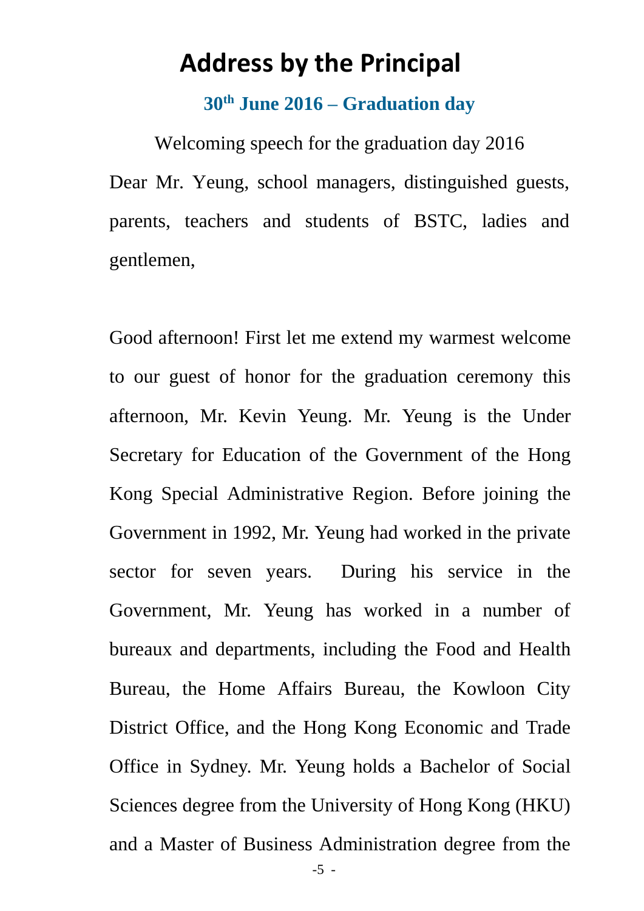# Address by the Principal

## 30th June 2016 – Graduation day

Welcoming speech for the graduation day 2016

Dear Mr. Yeung, school managers, distinguished guests, parents, teachers and students of BSTC, ladies and gentlemen,

Good afternoon! First let me extend my warmest welcome to our guest of honor for the graduation ceremony this afternoon, Mr. Kevin Yeung. Mr. Yeung is the Under Secretary for Education of the Government of the Hong Kong Special Administrative Region. Before joining the Government in 1992, Mr. Yeung had worked in the private sector for seven years. During his service in the Government, Mr. Yeung has worked in a number of bureaux and departments, including the Food and Health Bureau, the Home Affairs Bureau, the Kowloon City District Office, and the Hong Kong Economic and Trade Office in Sydney. Mr. Yeung holds a Bachelor of Social Sciences degree from the University of Hong Kong (HKU) and a Master of Business Administration degree from the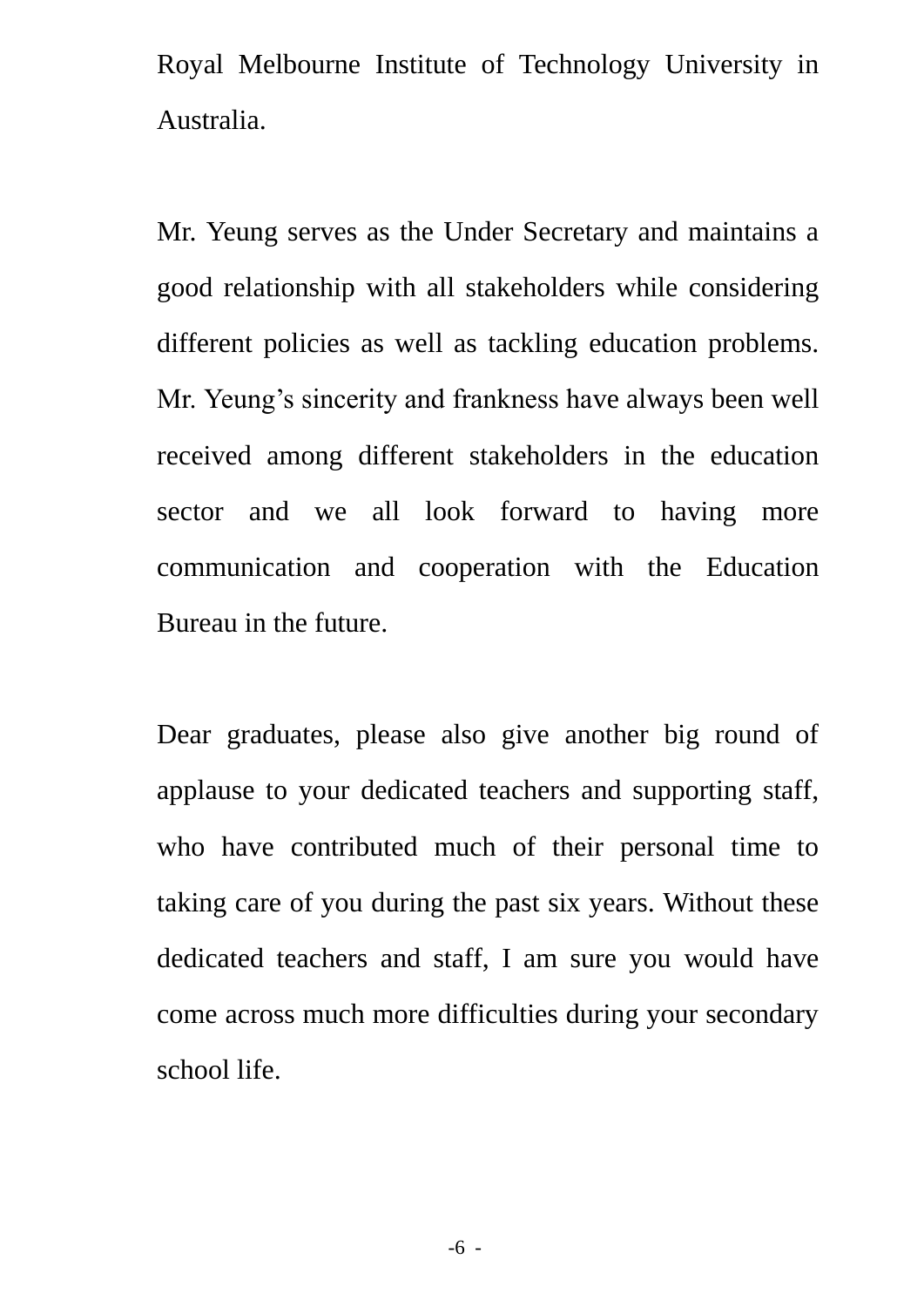Royal Melbourne Institute of Technology University in Australia.

Mr. Yeung serves as the Under Secretary and maintains a good relationship with all stakeholders while considering different policies as well as tackling education problems. Mr. Yeung's sincerity and frankness have always been well received among different stakeholders in the education sector and we all look forward to having more communication and cooperation with the Education Bureau in the future.

Dear graduates, please also give another big round of applause to your dedicated teachers and supporting staff, who have contributed much of their personal time to taking care of you during the past six years. Without these dedicated teachers and staff, I am sure you would have come across much more difficulties during your secondary school life.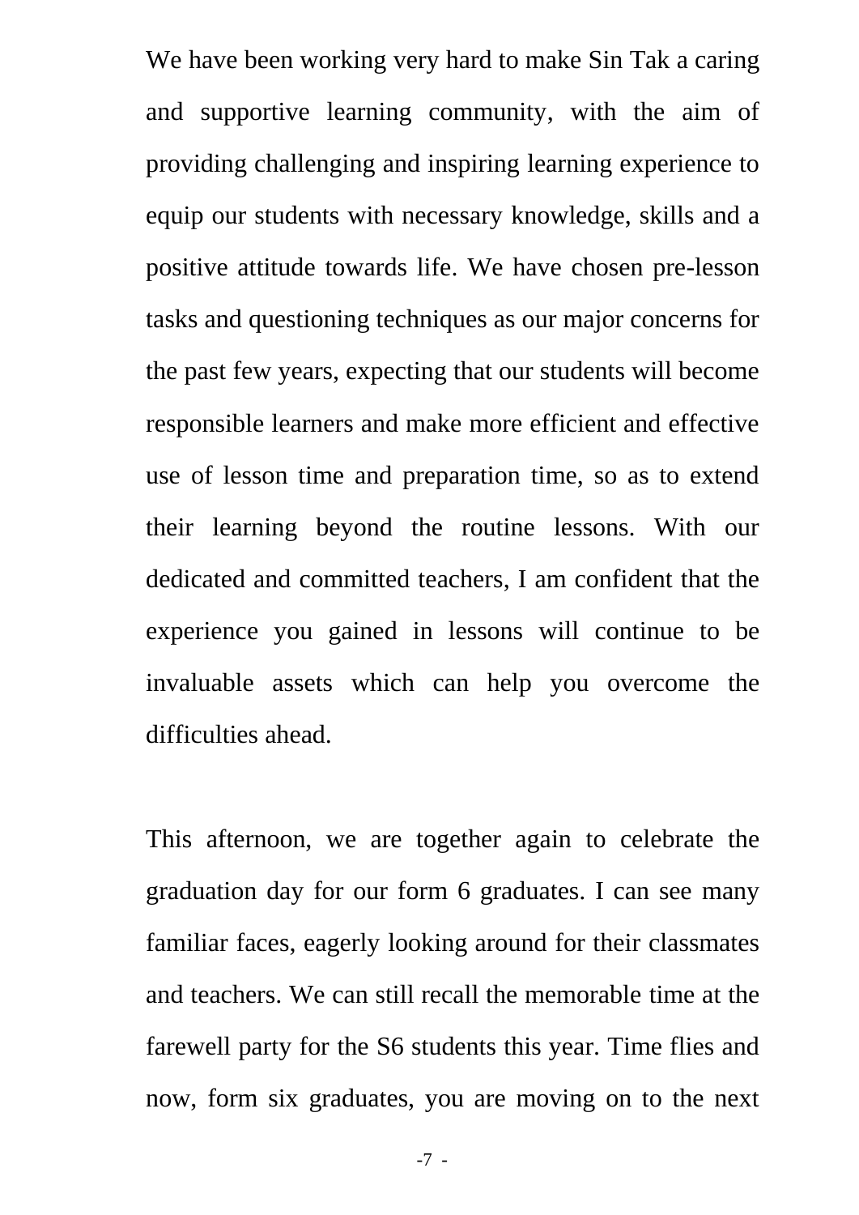We have been working very hard to make Sin Tak a caring and supportive learning community, with the aim of providing challenging and inspiring learning experience to equip our students with necessary knowledge, skills and a positive attitude towards life. We have chosen pre-lesson tasks and questioning techniques as our major concerns for the past few years, expecting that our students will become responsible learners and make more efficient and effective use of lesson time and preparation time, so as to extend their learning beyond the routine lessons. With our dedicated and committed teachers, I am confident that the experience you gained in lessons will continue to be invaluable assets which can help you overcome the difficulties ahead.

This afternoon, we are together again to celebrate the graduation day for our form 6 graduates. I can see many familiar faces, eagerly looking around for their classmates and teachers. We can still recall the memorable time at the farewell party for the S6 students this year. Time flies and now, form six graduates, you are moving on to the next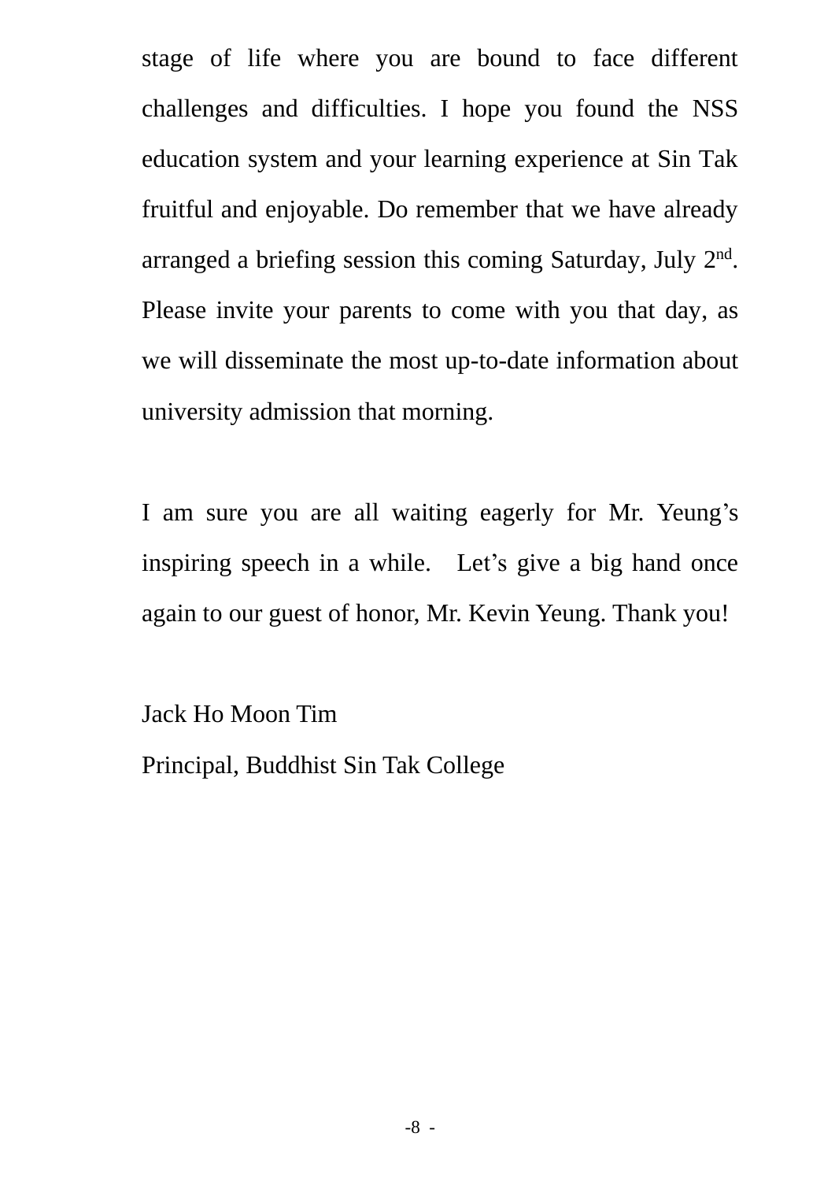stage of life where you are bound to face different challenges and difficulties. I hope you found the NSS education system and your learning experience at Sin Tak fruitful and enjoyable. Do remember that we have already arranged a briefing session this coming Saturday, July 2nd. Please invite your parents to come with you that day, as we will disseminate the most up-to-date information about university admission that morning.

I am sure you are all waiting eagerly for Mr. Yeung's inspiring speech in a while. Let's give a big hand once again to our guest of honor, Mr. Kevin Yeung. Thank you!

Jack Ho Moon Tim

Principal, Buddhist Sin Tak College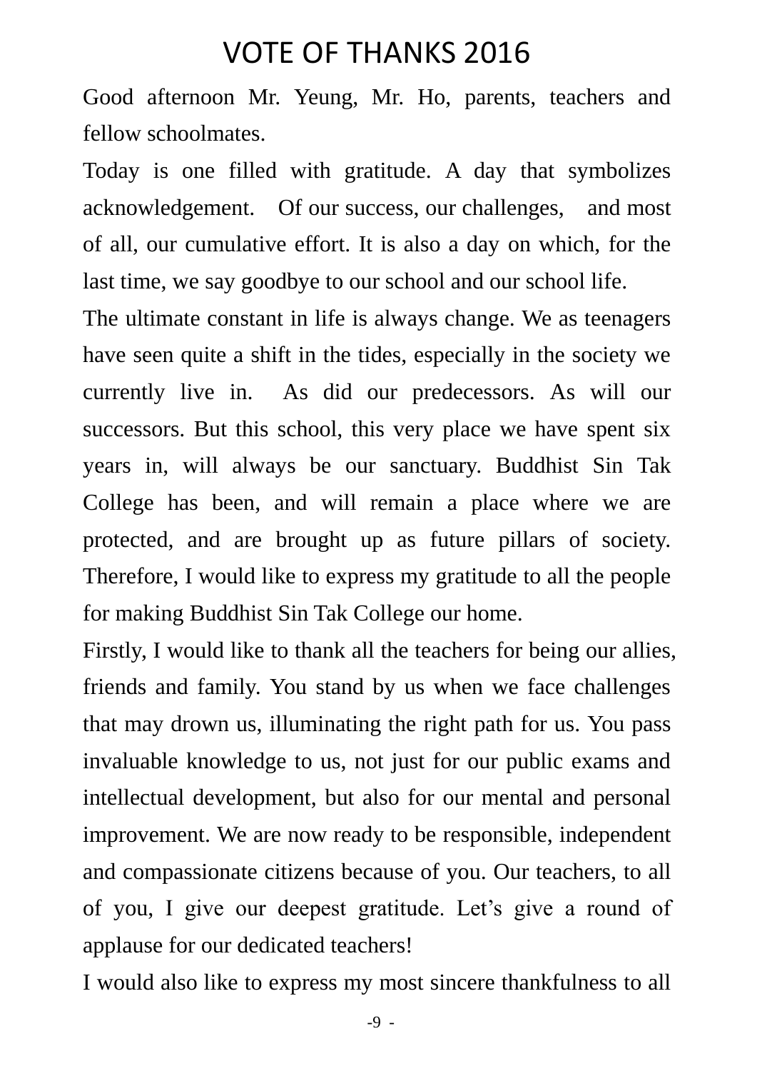# VOTE OF THANKS 2016

Good afternoon Mr. Yeung, Mr. Ho, parents, teachers and fellow schoolmates.

Today is one filled with gratitude. A day that symbolizes acknowledgement. Of our success, our challenges, and most of all, our cumulative effort. It is also a day on which, for the last time, we say goodbye to our school and our school life.

The ultimate constant in life is always change. We as teenagers have seen quite a shift in the tides, especially in the society we currently live in. As did our predecessors. As will our successors. But this school, this very place we have spent six years in, will always be our sanctuary. Buddhist Sin Tak College has been, and will remain a place where we are protected, and are brought up as future pillars of society. Therefore, I would like to express my gratitude to all the people for making Buddhist Sin Tak College our home.

Firstly, I would like to thank all the teachers for being our allies, friends and family. You stand by us when we face challenges that may drown us, illuminating the right path for us. You pass invaluable knowledge to us, not just for our public exams and intellectual development, but also for our mental and personal improvement. We are now ready to be responsible, independent and compassionate citizens because of you. Our teachers, to all of you, I give our deepest gratitude. Let's give a round of applause for our dedicated teachers!

I would also like to express my most sincere thankfulness to all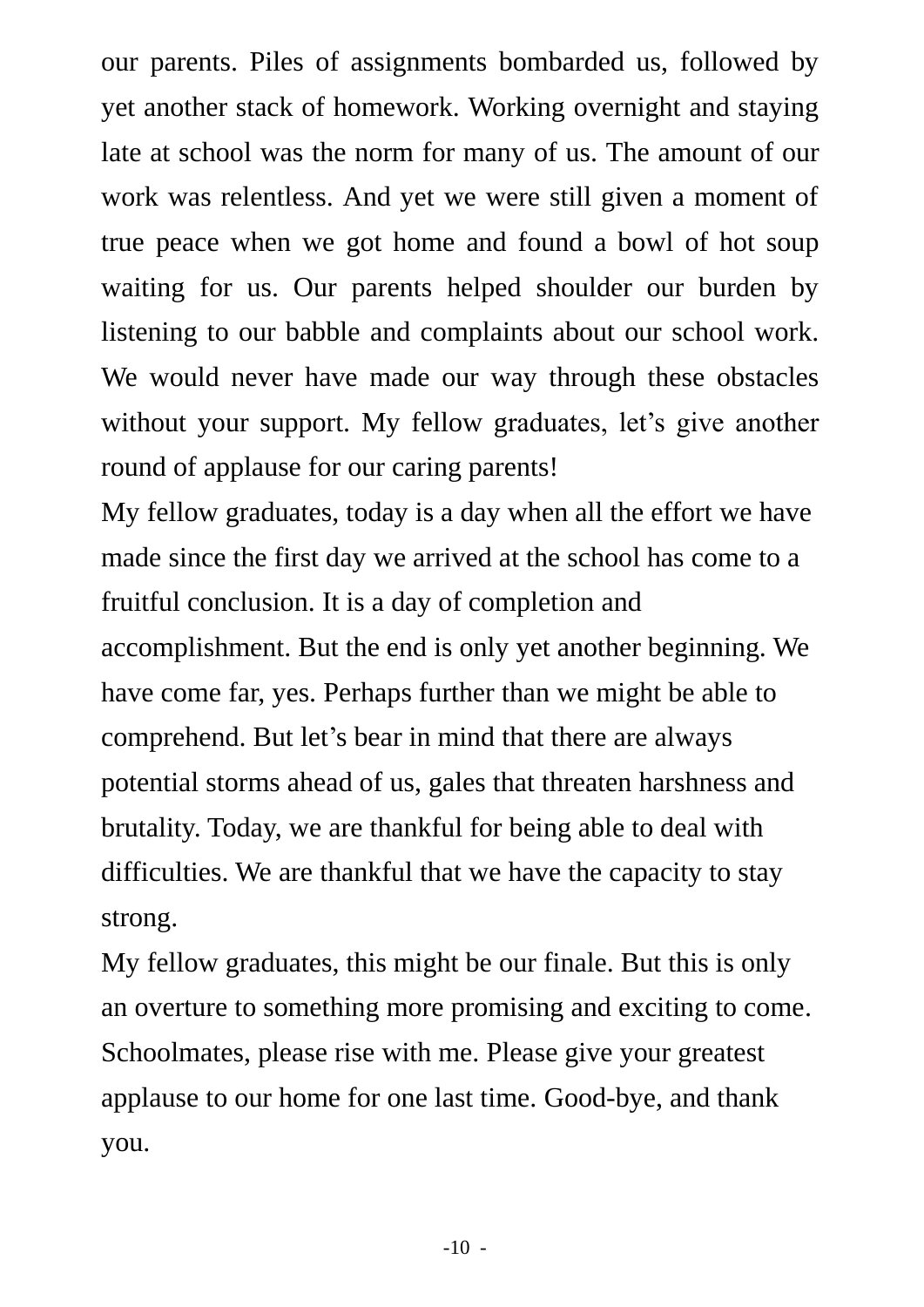our parents. Piles of assignments bombarded us, followed by yet another stack of homework. Working overnight and staying late at school was the norm for many of us. The amount of our work was relentless. And yet we were still given a moment of true peace when we got home and found a bowl of hot soup waiting for us. Our parents helped shoulder our burden by listening to our babble and complaints about our school work. We would never have made our way through these obstacles without your support. My fellow graduates, let's give another round of applause for our caring parents!

My fellow graduates, today is a day when all the effort we have made since the first day we arrived at the school has come to a fruitful conclusion. It is a day of completion and accomplishment. But the end is only yet another beginning. We have come far, yes. Perhaps further than we might be able to comprehend. But let's bear in mind that there are always potential storms ahead of us, gales that threaten harshness and brutality. Today, we are thankful for being able to deal with difficulties. We are thankful that we have the capacity to stay strong.

My fellow graduates, this might be our finale. But this is only an overture to something more promising and exciting to come. Schoolmates, please rise with me. Please give your greatest applause to our home for one last time. Good-bye, and thank you.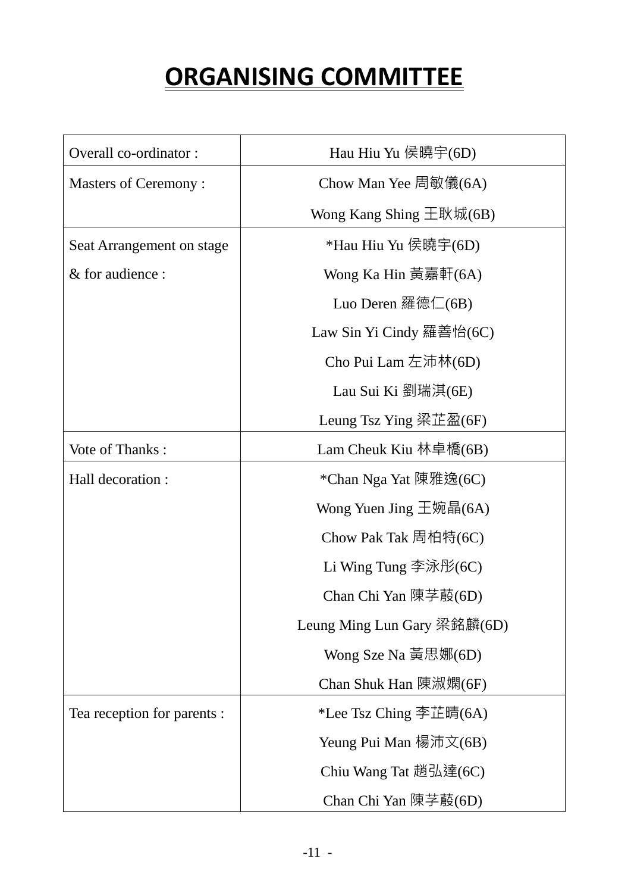# ORGANISING COMMITTEE

| | |
|---|---|
| Overall co-ordinator : | Hau Hiu Yu 侯曉宇(6D) |
| Masters of Ceremony : | Chow Man Yee 周敏儀(6A)<br>Wong Kang Shing 王耿城(6B) |
| Seat Arrangement on stage & for audience : | *Hau Hiu Yu 侯曉宇(6D)<br>Wong Ka Hin 黃嘉軒(6A)<br>Luo Deren 羅德仁(6B)<br>Law Sin Yi Cindy 羅善怡(6C)<br>Cho Pui Lam 左沛林(6D)<br>Lau Sui Ki 劉瑞淇(6E)<br>Leung Tsz Ying 梁芷盈(6F) |
| Vote of Thanks : | Lam Cheuk Kiu 林卓橋(6B) |
| Hall decoration : | *Chan Nga Yat 陳雅逸(6C)<br>Wong Yuen Jing 王婉晶(6A)<br>Chow Pak Tak 周柏特(6C)<br>Li Wing Tung 李泳彤(6C)<br>Chan Chi Yan 陳芓葮(6D)<br>Leung Ming Lun Gary 梁銘麟(6D)<br>Wong Sze Na 黃思娜(6D)<br>Chan Shuk Han 陳淑嫻(6F) |
| Tea reception for parents : | *Lee Tsz Ching 李芷晴(6A)<br>Yeung Pui Man 楊沛文(6B)<br>Chiu Wang Tat 趙弘達(6C)<br>Chan Chi Yan 陳芓葮(6D) |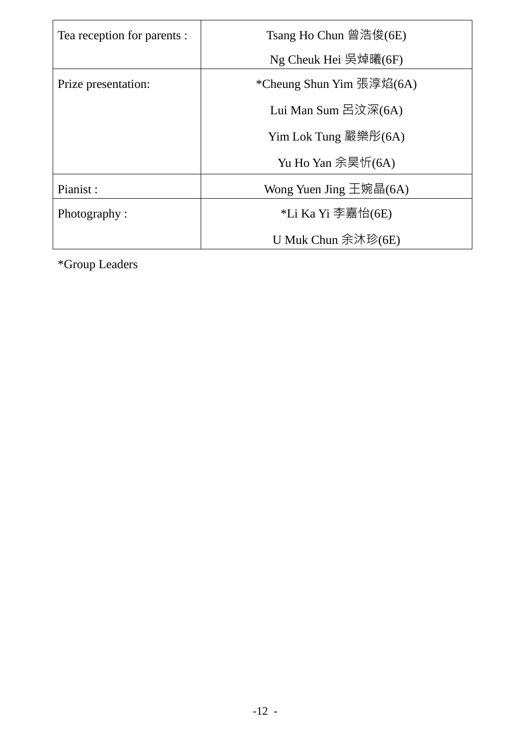| | |
|---|---|
| Tea reception for parents : | Tsang Ho Chun 曾浩俊(6E)<br>Ng Cheuk Hei 吳焯曦(6F) |
| Prize presentation: | *Cheung Shun Yim 張淳焰(6A)<br>Lui Man Sum 呂汶深(6A)<br>Yim Lok Tung 嚴樂彤(6A)<br>Yu Ho Yan 余昊忻(6A) |
| Pianist : | Wong Yuen Jing 王婉晶(6A) |
| Photography : | *Li Ka Yi 李嘉怡(6E)<br>U Muk Chun 余沐珍(6E) |

*Group Leaders